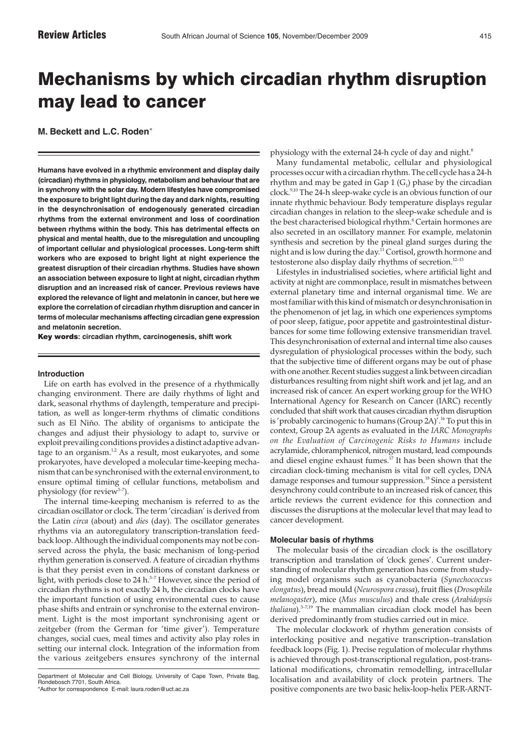# Mechanisms by which circadian rhythm disruption may lead to cancer

**M. Beckett and L.C. Roden***

**Humans have evolved in a rhythmic environment and display daily (circadian) rhythms in physiology, metabolism and behaviour that are in synchrony with the solar day. Modern lifestyles have compromised the exposure to bright light during the day and dark nights, resulting in the desynchronisation of endogenously generated circadian rhythms from the external environment and loss of coordination between rhythms within the body. This has detrimental effects on physical and mental health, due to the misregulation and uncoupling of important cellular and physiological processes. Long-term shift workers who are exposed to bright light at night experience the greatest disruption of their circadian rhythms. Studies have shown an association between exposure to light at night, circadian rhythm disruption and an increased risk of cancer. Previous reviews have explored the relevance of light and melatonin in cancer, but here we explore the correlation of circadian rhythm disruption and cancer in terms of molecular mechanisms affecting circadian gene expression and melatonin secretion.**

**Key words: circadian rhythm, carcinogenesis, shift work**

### Introduction

Life on earth has evolved in the presence of a rhythmically changing environment. There are daily rhythms of light and dark, seasonal rhythms of daylength, temperature and precipitation, as well as longer-term rhythms of climatic conditions such as El Niño. The ability of organisms to anticipate the changes and adjust their physiology to adapt to, survive or exploit prevailing conditions provides a distinct adaptive advantage to an organism.[1,2] As a result, most eukaryotes, and some prokaryotes, have developed a molecular time-keeping mechanism that can be synchronised with the external environment, to ensure optimal timing of cellular functions, metabolism and physiology (for review[3–7]).

The internal time-keeping mechanism is referred to as the circadian oscillator or clock. The term 'circadian' is derived from the Latin *circa* (about) and *dies* (day). The oscillator generates rhythms via an autoregulatory transcription-translation feedback loop. Although the individual components may not be conserved across the phyla, the basic mechanism of long-period rhythm generation is conserved. A feature of circadian rhythms is that they persist even in conditions of constant darkness or light, with periods close to 24 h.[3–7] However, since the period of circadian rhythms is not exactly 24 h, the circadian clocks have the important function of using environmental cues to cause phase shifts and entrain or synchronise to the external environment. Light is the most important synchronising agent or zeitgeber (from the German for 'time giver'). Temperature changes, social cues, meal times and activity also play roles in setting our internal clock. Integration of the information from the various zeitgebers ensures synchrony of the internal physiology with the external 24-h cycle of day and night.[8]

Many fundamental metabolic, cellular and physiological processes occur with a circadian rhythm. The cell cycle has a 24-h rhythm and may be gated in Gap 1 ($G_1$) phase by the circadian clock.[9,10] The 24-h sleep-wake cycle is an obvious function of our innate rhythmic behaviour. Body temperature displays regular circadian changes in relation to the sleep-wake schedule and is the best characterised biological rhythm.[8] Certain hormones are also secreted in an oscillatory manner. For example, melatonin synthesis and secretion by the pineal gland surges during the night and is low during the day.[11] Cortisol, growth hormone and testosterone also display daily rhythms of secretion.[12–15]

Lifestyles in industrialised societies, where artificial light and activity at night are commonplace, result in mismatches between external planetary time and internal organismal time. We are most familiar with this kind of mismatch or desynchronisation in the phenomenon of jet lag, in which one experiences symptoms of poor sleep, fatigue, poor appetite and gastrointestinal disturbances for some time following extensive transmeridian travel. This desynchronisation of external and internal time also causes dysregulation of physiological processes within the body, such that the subjective time of different organs may be out of phase with one another. Recent studies suggest a link between circadian disturbances resulting from night shift work and jet lag, and an increased risk of cancer. An expert working group for the WHO International Agency for Research on Cancer (IARC) recently concluded that shift work that causes circadian rhythm disruption is 'probably carcinogenic to humans (Group 2A)'.[16] To put this in context, Group 2A agents as evaluated in the *IARC Monographs on the Evaluation of Carcinogenic Risks to Humans* include acrylamide, chloramphenicol, nitrogen mustard, lead compounds and diesel engine exhaust fumes.[17] It has been shown that the circadian clock-timing mechanism is vital for cell cycles, DNA damage responses and tumour suppression.[18] Since a persistent desynchrony could contribute to an increased risk of cancer, this article reviews the current evidence for this connection and discusses the disruptions at the molecular level that may lead to cancer development.

### Molecular basis of rhythms

The molecular basis of the circadian clock is the oscillatory transcription and translation of 'clock genes'. Current understanding of molecular rhythm generation has come from studying model organisms such as cyanobacteria (*Synechococcus elongatus*), bread mould (*Neurospora crassa*), fruit flies (*Drosophila melanogaster*), mice (*Mus musculus*) and thale cress (*Arabidopsis thaliana*).[3–7,19] The mammalian circadian clock model has been derived predominantly from studies carried out in mice.

The molecular clockwork of rhythm generation consists of interlocking positive and negative transcription–translation feedback loops (Fig. 1). Precise regulation of molecular rhythms is achieved through post-transcriptional regulation, post-translational modifications, chromatin remodelling, intracellular localisation and availability of clock protein partners. The positive components are two basic helix-loop-helix PER-ARNT-

Department of Molecular and Cell Biology, University of Cape Town, Private Bag, Rondebosch 7701, South Africa.
*Author for correspondence E-mail: laura.roden@uct.ac.za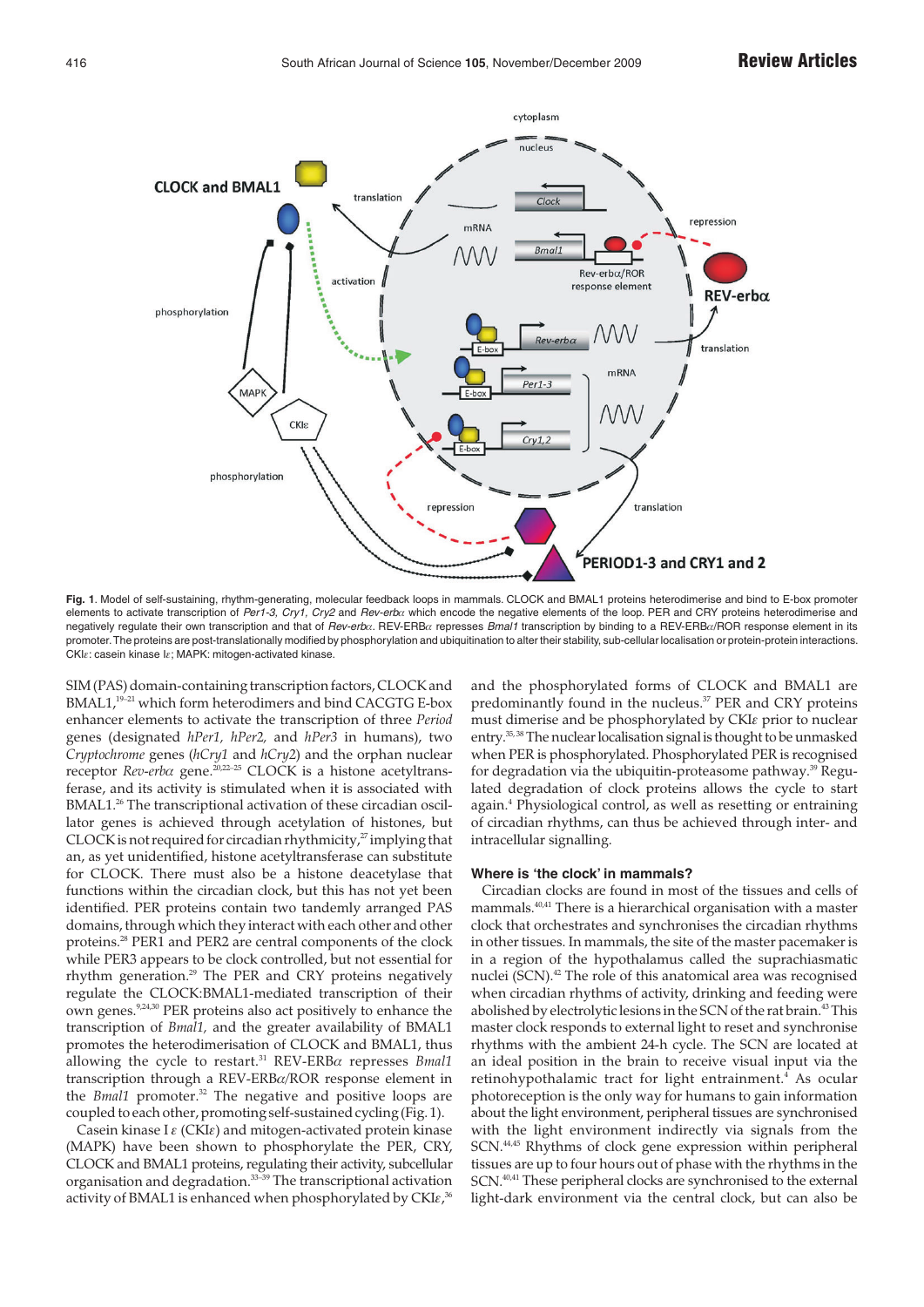**Fig. 1**. Model of self-sustaining, rhythm-generating, molecular feedback loops in mammals. CLOCK and BMAL1 proteins heterodimerise and bind to E-box promoter elements to activate transcription of *Per1-3*, *Cry1*, *Cry2* and *Rev-erbα* which encode the negative elements of the loop. PER and CRY proteins heterodimerise and negatively regulate their own transcription and that of *Rev-erbα*. REV-ERBα represses *Bmal1* transcription by binding to a REV-ERBα/ROR response element in its promoter. The proteins are post-translationally modified by phosphorylation and ubiquitination to alter their stability, sub-cellular localisation or protein-protein interactions. CKIε: casein kinase Iε; MAPK: mitogen-activated kinase.

SIM (PAS) domain-containing transcription factors, CLOCK and BMAL1,[19–21] which form heterodimers and bind CACGTG E-box enhancer elements to activate the transcription of three *Period* genes (designated *hPer1*, *hPer2*, and *hPer3* in humans), two *Cryptochrome* genes (*hCry1* and *hCry2*) and the orphan nuclear receptor *Rev-erbα* gene.[20,22–25] CLOCK is a histone acetyltransferase, and its activity is stimulated when it is associated with BMAL1.[26] The transcriptional activation of these circadian oscillator genes is achieved through acetylation of histones, but CLOCK is not required for circadian rhythmicity,[27] implying that an, as yet unidentified, histone acetyltransferase can substitute for CLOCK. There must also be a histone deacetylase that functions within the circadian clock, but this has not yet been identified. PER proteins contain two tandemly arranged PAS domains, through which they interact with each other and other proteins.[28] PER1 and PER2 are central components of the clock while PER3 appears to be clock controlled, but not essential for rhythm generation.[29] The PER and CRY proteins negatively regulate the CLOCK:BMAL1-mediated transcription of their own genes.[9,24,30] PER proteins also act positively to enhance the transcription of *Bmal1*, and the greater availability of BMAL1 promotes the heterodimerisation of CLOCK and BMAL1, thus allowing the cycle to restart.[31] REV-ERBα represses *Bmal1* transcription through a REV-ERBα/ROR response element in the *Bmal1* promoter.[32] The negative and positive loops are coupled to each other, promoting self-sustained cycling (Fig. 1).

Casein kinase I ε (CKIε) and mitogen-activated protein kinase (MAPK) have been shown to phosphorylate the PER, CRY, CLOCK and BMAL1 proteins, regulating their activity, subcellular organisation and degradation.[33–39] The transcriptional activation activity of BMAL1 is enhanced when phosphorylated by CKIε,[36] and the phosphorylated forms of CLOCK and BMAL1 are predominantly found in the nucleus.[37] PER and CRY proteins must dimerise and be phosphorylated by CKIε prior to nuclear entry.[35,38] The nuclear localisation signal is thought to be unmasked when PER is phosphorylated. Phosphorylated PER is recognised for degradation via the ubiquitin-proteasome pathway.[39] Regulated degradation of clock proteins allows the cycle to start again.[4] Physiological control, as well as resetting or entraining of circadian rhythms, can thus be achieved through inter- and intracellular signalling.

### Where is 'the clock' in mammals?

Circadian clocks are found in most of the tissues and cells of mammals.[40,41] There is a hierarchical organisation with a master clock that orchestrates and synchronises the circadian rhythms in other tissues. In mammals, the site of the master pacemaker is in a region of the hypothalamus called the suprachiasmatic nuclei (SCN).[42] The role of this anatomical area was recognised when circadian rhythms of activity, drinking and feeding were abolished by electrolytic lesions in the SCN of the rat brain.[43] This master clock responds to external light to reset and synchronise rhythms with the ambient 24-h cycle. The SCN are located at an ideal position in the brain to receive visual input via the retinohypothalamic tract for light entrainment.[4] As ocular photoreception is the only way for humans to gain information about the light environment, peripheral tissues are synchronised with the light environment indirectly via signals from the SCN.[44,45] Rhythms of clock gene expression within peripheral tissues are up to four hours out of phase with the rhythms in the SCN.[40,41] These peripheral clocks are synchronised to the external light-dark environment via the central clock, but can also be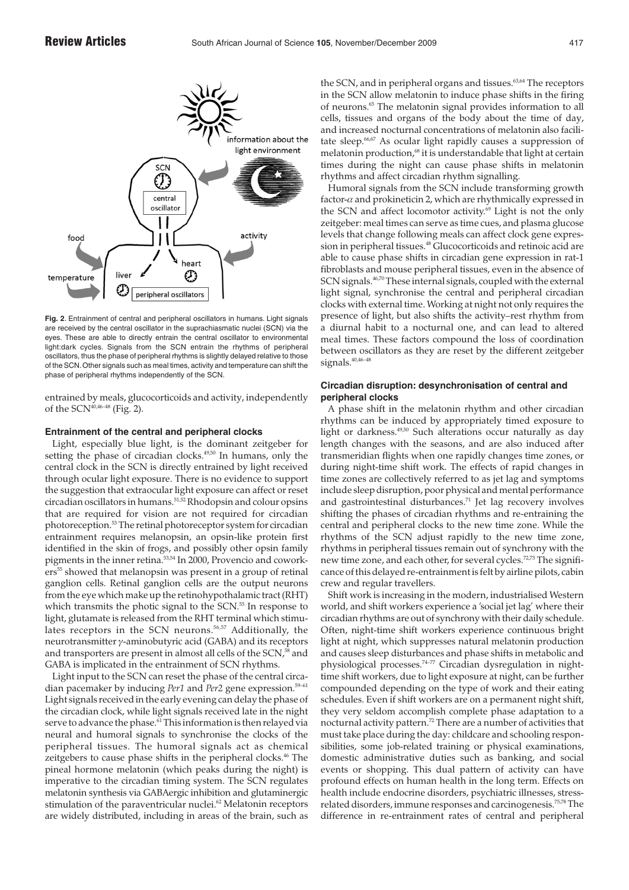**Fig. 2**. Entrainment of central and peripheral oscillators in humans. Light signals are received by the central oscillator in the suprachiasmatic nuclei (SCN) via the eyes. These are able to directly entrain the central oscillator to environmental light:dark cycles. Signals from the SCN entrain the rhythms of peripheral oscillators, thus the phase of peripheral rhythms is slightly delayed relative to those of the SCN. Other signals such as meal times, activity and temperature can shift the phase of peripheral rhythms independently of the SCN.

entrained by meals, glucocorticoids and activity, independently of the SCN[40,46–48] (Fig. 2).

### Entrainment of the central and peripheral clocks

Light, especially blue light, is the dominant zeitgeber for setting the phase of circadian clocks.[49,50] In humans, only the central clock in the SCN is directly entrained by light received through ocular light exposure. There is no evidence to support the suggestion that extraocular light exposure can affect or reset circadian oscillators in humans.[51,52] Rhodopsin and colour opsins that are required for vision are not required for circadian photoreception.[53] The retinal photoreceptor system for circadian entrainment requires melanopsin, an opsin-like protein first identified in the skin of frogs, and possibly other opsin family pigments in the inner retina.[53,54] In 2000, Provencio and coworkers[55] showed that melanopsin was present in a group of retinal ganglion cells. Retinal ganglion cells are the output neurons from the eye which make up the retinohypothalamic tract (RHT) which transmits the photic signal to the SCN.[55] In response to light, glutamate is released from the RHT terminal which stimulates receptors in the SCN neurons.[56,57] Additionally, the neurotransmitter $\gamma$-aminobutyric acid (GABA) and its receptors and transporters are present in almost all cells of the SCN,[58] and GABA is implicated in the entrainment of SCN rhythms.

Light input to the SCN can reset the phase of the central circadian pacemaker by inducing *Per1* and *Per2* gene expression.[59–61] Light signals received in the early evening can delay the phase of the circadian clock, while light signals received late in the night serve to advance the phase.[61] This information is then relayed via neural and humoral signals to synchronise the clocks of the peripheral tissues. The humoral signals act as chemical zeitgebers to cause phase shifts in the peripheral clocks.[46] The pineal hormone melatonin (which peaks during the night) is imperative to the circadian timing system. The SCN regulates melatonin synthesis via GABAergic inhibition and glutaminergic stimulation of the paraventricular nuclei.[62] Melatonin receptors are widely distributed, including in areas of the brain, such as the SCN, and in peripheral organs and tissues.[63,64] The receptors in the SCN allow melatonin to induce phase shifts in the firing of neurons.[65] The melatonin signal provides information to all cells, tissues and organs of the body about the time of day, and increased nocturnal concentrations of melatonin also facilitate sleep.[66,67] As ocular light rapidly causes a suppression of melatonin production,[68] it is understandable that light at certain times during the night can cause phase shifts in melatonin rhythms and affect circadian rhythm signalling.

Humoral signals from the SCN include transforming growth factor-$\alpha$ and prokineticin 2, which are rhythmically expressed in the SCN and affect locomotor activity.[69] Light is not the only zeitgeber: meal times can serve as time cues, and plasma glucose levels that change following meals can affect clock gene expression in peripheral tissues.[48] Glucocorticoids and retinoic acid are able to cause phase shifts in circadian gene expression in rat-1 fibroblasts and mouse peripheral tissues, even in the absence of SCN signals.[46,70] These internal signals, coupled with the external light signal, synchronise the central and peripheral circadian clocks with external time. Working at night not only requires the presence of light, but also shifts the activity–rest rhythm from a diurnal habit to a nocturnal one, and can lead to altered meal times. These factors compound the loss of coordination between oscillators as they are reset by the different zeitgeber signals.[40,46–48]

### Circadian disruption: desynchronisation of central and peripheral clocks

A phase shift in the melatonin rhythm and other circadian rhythms can be induced by appropriately timed exposure to light or darkness.[49,50] Such alterations occur naturally as day length changes with the seasons, and are also induced after transmeridian flights when one rapidly changes time zones, or during night-time shift work. The effects of rapid changes in time zones are collectively referred to as jet lag and symptoms include sleep disruption, poor physical and mental performance and gastrointestinal disturbances.[71] Jet lag recovery involves shifting the phases of circadian rhythms and re-entraining the central and peripheral clocks to the new time zone. While the rhythms of the SCN adjust rapidly to the new time zone, rhythms in peripheral tissues remain out of synchrony with the new time zone, and each other, for several cycles.[72,73] The significance of this delayed re-entrainment is felt by airline pilots, cabin crew and regular travellers.

Shift work is increasing in the modern, industrialised Western world, and shift workers experience a 'social jet lag' where their circadian rhythms are out of synchrony with their daily schedule. Often, night-time shift workers experience continuous bright light at night, which suppresses natural melatonin production and causes sleep disturbances and phase shifts in metabolic and physiological processes.[74–77] Circadian dysregulation in night-time shift workers, due to light exposure at night, can be further compounded depending on the type of work and their eating schedules. Even if shift workers are on a permanent night shift, they very seldom accomplish complete phase adaptation to a nocturnal activity pattern.[72] There are a number of activities that must take place during the day: childcare and schooling responsibilities, some job-related training or physical examinations, domestic administrative duties such as banking, and social events or shopping. This dual pattern of activity can have profound effects on human health in the long term. Effects on health include endocrine disorders, psychiatric illnesses, stress-related disorders, immune responses and carcinogenesis.[75,78] The difference in re-entrainment rates of central and peripheral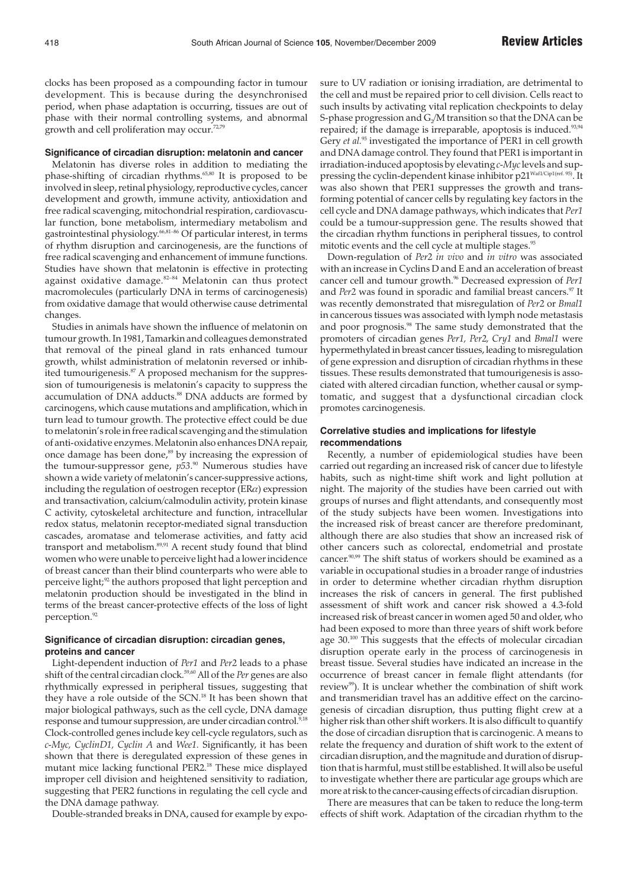clocks has been proposed as a compounding factor in tumour development. This is because during the desynchronised period, when phase adaptation is occurring, tissues are out of phase with their normal controlling systems, and abnormal growth and cell proliferation may occur.[72,79]

### Significance of circadian disruption: melatonin and cancer

Melatonin has diverse roles in addition to mediating the phase-shifting of circadian rhythms.[65,80] It is proposed to be involved in sleep, retinal physiology, reproductive cycles, cancer development and growth, immune activity, antioxidation and free radical scavenging, mitochondrial respiration, cardiovascular function, bone metabolism, intermediary metabolism and gastrointestinal physiology.[66,81–86] Of particular interest, in terms of rhythm disruption and carcinogenesis, are the functions of free radical scavenging and enhancement of immune functions. Studies have shown that melatonin is effective in protecting against oxidative damage.[82–84] Melatonin can thus protect macromolecules (particularly DNA in terms of carcinogenesis) from oxidative damage that would otherwise cause detrimental changes.

Studies in animals have shown the influence of melatonin on tumour growth. In 1981, Tamarkin and colleagues demonstrated that removal of the pineal gland in rats enhanced tumour growth, whilst administration of melatonin reversed or inhibited tumourigenesis.[87] A proposed mechanism for the suppression of tumourigenesis is melatonin's capacity to suppress the accumulation of DNA adducts.[88] DNA adducts are formed by carcinogens, which cause mutations and amplification, which in turn lead to tumour growth. The protective effect could be due to melatonin's role in free radical scavenging and the stimulation of anti-oxidative enzymes. Melatonin also enhances DNA repair, once damage has been done,[89] by increasing the expression of the tumour-suppressor gene, *p53*.[90] Numerous studies have shown a wide variety of melatonin's cancer-suppressive actions, including the regulation of oestrogen receptor (ER$\alpha$) expression and transactivation, calcium/calmodulin activity, protein kinase C activity, cytoskeletal architecture and function, intracellular redox status, melatonin receptor-mediated signal transduction cascades, aromatase and telomerase activities, and fatty acid transport and metabolism.[89,91] A recent study found that blind women who were unable to perceive light had a lower incidence of breast cancer than their blind counterparts who were able to perceive light;[92] the authors proposed that light perception and melatonin production should be investigated in the blind in terms of the breast cancer-protective effects of the loss of light perception.[92]

### Significance of circadian disruption: circadian genes, proteins and cancer

Light-dependent induction of *Per1* and *Per2* leads to a phase shift of the central circadian clock.[59,60] All of the *Per* genes are also rhythmically expressed in peripheral tissues, suggesting that they have a role outside of the SCN.[18] It has been shown that major biological pathways, such as the cell cycle, DNA damage response and tumour suppression, are under circadian control.[9,18] Clock-controlled genes include key cell-cycle regulators, such as *c-Myc, CyclinD1, Cyclin A* and *Wee1.* Significantly, it has been shown that there is deregulated expression of these genes in mutant mice lacking functional PER2.[18] These mice displayed improper cell division and heightened sensitivity to radiation, suggesting that PER2 functions in regulating the cell cycle and the DNA damage pathway.

Double-stranded breaks in DNA, caused for example by exposure to UV radiation or ionising irradiation, are detrimental to the cell and must be repaired prior to cell division. Cells react to such insults by activating vital replication checkpoints to delay S-phase progression and $G_2$/M transition so that the DNA can be repaired; if the damage is irreparable, apoptosis is induced.[93,94] Gery *et al.*[95] investigated the importance of PER1 in cell growth and DNA damage control. They found that PER1 is important in irradiation-induced apoptosis by elevating *c-Myc* levels and suppressing the cyclin-dependent kinase inhibitor p21[Waf1/Cip1(ref. 95)]. It was also shown that PER1 suppresses the growth and transforming potential of cancer cells by regulating key factors in the cell cycle and DNA damage pathways, which indicates that *Per1* could be a tumour-suppression gene. The results showed that the circadian rhythm functions in peripheral tissues, to control mitotic events and the cell cycle at multiple stages.[95]

Down-regulation of *Per2 in vivo* and *in vitro* was associated with an increase in Cyclins D and E and an acceleration of breast cancer cell and tumour growth.[96] Decreased expression of *Per1* and *Per2* was found in sporadic and familial breast cancers.[97] It was recently demonstrated that misregulation of *Per2* or *Bmal1* in cancerous tissues was associated with lymph node metastasis and poor prognosis.[98] The same study demonstrated that the promoters of circadian genes *Per1, Per2, Cry1* and *Bmal1* were hypermethylated in breast cancer tissues, leading to misregulation of gene expression and disruption of circadian rhythms in these tissues. These results demonstrated that tumourigenesis is associated with altered circadian function, whether causal or symptomatic, and suggest that a dysfunctional circadian clock promotes carcinogenesis.

### Correlative studies and implications for lifestyle recommendations

Recently, a number of epidemiological studies have been carried out regarding an increased risk of cancer due to lifestyle habits, such as night-time shift work and light pollution at night. The majority of the studies have been carried out with groups of nurses and flight attendants, and consequently most of the study subjects have been women. Investigations into the increased risk of breast cancer are therefore predominant, although there are also studies that show an increased risk of other cancers such as colorectal, endometrial and prostate cancer.[90,99] The shift status of workers should be examined as a variable in occupational studies in a broader range of industries in order to determine whether circadian rhythm disruption increases the risk of cancers in general. The first published assessment of shift work and cancer risk showed a 4.3-fold increased risk of breast cancer in women aged 50 and older, who had been exposed to more than three years of shift work before age 30.[100] This suggests that the effects of molecular circadian disruption operate early in the process of carcinogenesis in breast tissue. Several studies have indicated an increase in the occurrence of breast cancer in female flight attendants (for review[99]). It is unclear whether the combination of shift work and transmeridian travel has an additive effect on the carcinogenesis of circadian disruption, thus putting flight crew at a higher risk than other shift workers. It is also difficult to quantify the dose of circadian disruption that is carcinogenic. A means to relate the frequency and duration of shift work to the extent of circadian disruption, and the magnitude and duration of disruption that is harmful, must still be established. It will also be useful to investigate whether there are particular age groups which are more at risk to the cancer-causing effects of circadian disruption.

There are measures that can be taken to reduce the long-term effects of shift work. Adaptation of the circadian rhythm to the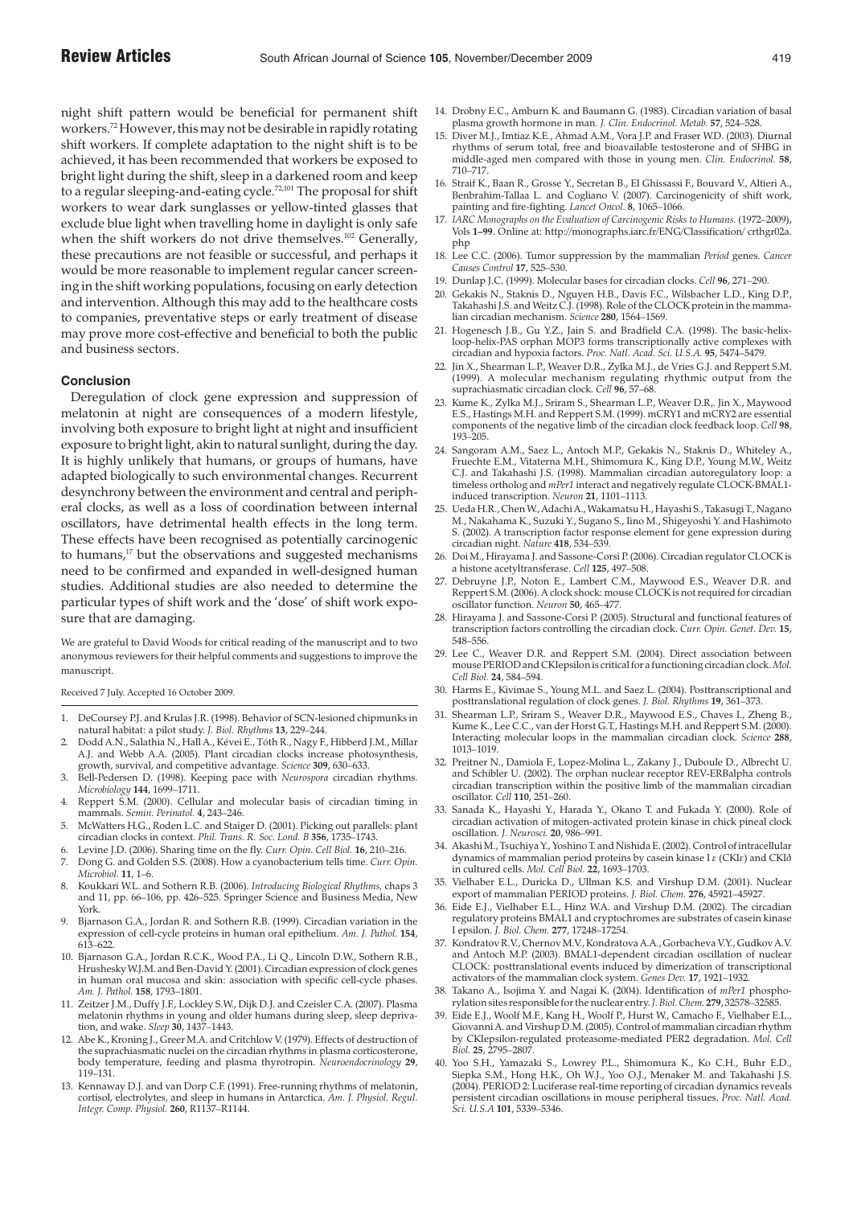night shift pattern would be beneficial for permanent shift workers.[72] However, this may not be desirable in rapidly rotating shift workers. If complete adaptation to the night shift is to be achieved, it has been recommended that workers be exposed to bright light during the shift, sleep in a darkened room and keep to a regular sleeping-and-eating cycle.[72,101] The proposal for shift workers to wear dark sunglasses or yellow-tinted glasses that exclude blue light when travelling home in daylight is only safe when the shift workers do not drive themselves.[102] Generally, these precautions are not feasible or successful, and perhaps it would be more reasonable to implement regular cancer screening in the shift working populations, focusing on early detection and intervention. Although this may add to the healthcare costs to companies, preventative steps or early treatment of disease may prove more cost-effective and beneficial to both the public and business sectors.

## Conclusion

Deregulation of clock gene expression and suppression of melatonin at night are consequences of a modern lifestyle, involving both exposure to bright light at night and insufficient exposure to bright light, akin to natural sunlight, during the day. It is highly unlikely that humans, or groups of humans, have adapted biologically to such environmental changes. Recurrent desynchrony between the environment and central and peripheral clocks, as well as a loss of coordination between internal oscillators, have detrimental health effects in the long term. These effects have been recognised as potentially carcinogenic to humans,[17] but the observations and suggested mechanisms need to be confirmed and expanded in well-designed human studies. Additional studies are also needed to determine the particular types of shift work and the 'dose' of shift work exposure that are damaging.

We are grateful to David Woods for critical reading of the manuscript and to two anonymous reviewers for their helpful comments and suggestions to improve the manuscript.

Received 7 July. Accepted 16 October 2009.

1. DeCoursey P.J. and Krulas J.R. (1998). Behavior of SCN-lesioned chipmunks in natural habitat: a pilot study. *J. Biol. Rhythms* **13**, 229–244.
2. Dodd A.N., Salathia N., Hall A., Kévei E., Tóth R., Nagy F., Hibberd J.M., Millar A.J. and Webb A.A. (2005). Plant circadian clocks increase photosynthesis, growth, survival, and competitive advantage. *Science* **309**, 630–633.
3. Bell-Pedersen D. (1998). Keeping pace with *Neurospora* circadian rhythms. *Microbiology* **144**, 1699–1711.
4. Reppert S.M. (2000). Cellular and molecular basis of circadian timing in mammals. *Semin. Perinatol.* **4**, 243–246.
5. McWatters H.G., Roden L.C. and Staiger D. (2001). Picking out parallels: plant circadian clocks in context. *Phil. Trans. R. Soc. Lond. B* **356**, 1735–1743.
6. Levine J.D. (2006). Sharing time on the fly. *Curr. Opin. Cell Biol.* **16**, 210–216.
7. Dong G. and Golden S.S. (2008). How a cyanobacterium tells time. *Curr. Opin. Microbiol.* **11**, 1–6.
8. Koukkari W.L. and Sothern R.B. (2006). *Introducing Biological Rhythms,* chaps 3 and 11, pp. 66–106, pp. 426–525. Springer Science and Business Media, New York.
9. Bjarnason G.A., Jordan R. and Sothern R.B. (1999). Circadian variation in the expression of cell-cycle proteins in human oral epithelium. *Am. J. Pathol.* **154**, 613–622.
10. Bjarnason G.A., Jordan R.C.K., Wood P.A., Li Q., Lincoln D.W., Sothern R.B., Hrushesky W.J.M. and Ben-David Y. (2001). Circadian expression of clock genes in human oral mucosa and skin: association with specific cell-cycle phases. *Am. J. Pathol.* **158**, 1793–1801.
11. Zeitzer J.M., Duffy J.F., Lockley S.W., Dijk D.J. and Czeisler C.A. (2007). Plasma melatonin rhythms in young and older humans during sleep, sleep deprivation, and wake. *Sleep* **30**, 1437–1443.
12. Abe K., Kroning J., Greer M.A. and Critchlow V. (1979). Effects of destruction of the suprachiasmatic nuclei on the circadian rhythms in plasma corticosterone, body temperature, feeding and plasma thyrotropin. *Neuroendocrinology* **29**, 119–131.
13. Kennaway D.J. and van Dorp C.F. (1991). Free-running rhythms of melatonin, cortisol, electrolytes, and sleep in humans in Antarctica. *Am. J. Physiol. Regul. Integr. Comp. Physiol.* **260**, R1137–R1144.
14. Drobny E.C., Amburn K. and Baumann G. (1983). Circadian variation of basal plasma growth hormone in man. *J. Clin. Endocrinol. Metab.* **57**, 524–528.
15. Diver M.J., Imtiaz K.E., Ahmad A.M., Vora J.P. and Fraser W.D. (2003). Diurnal rhythms of serum total, free and bioavailable testosterone and of SHBG in middle-aged men compared with those in young men. *Clin. Endocrinol.* **58**, 710–717.
16. Straif K., Baan R., Grosse Y., Secretan B., El Ghissassi F., Bouvard V., Altieri A., Benbrahim-Tallaa L. and Cogliano V. (2007). Carcinogenicity of shift work, painting and fire-fighting. *Lancet Oncol.* **8**, 1065–1066.
17. *IARC Monographs on the Evaluation of Carcinogenic Risks to Humans.* (1972–2009), Vols **1–99**. Online at: http://monographs.iarc.fr/ENG/Classification/ crthgr02a.php
18. Lee C.C. (2006). Tumor suppression by the mammalian *Period* genes. *Cancer Causes Control* **17**, 525–530.
19. Dunlap J.C. (1999). Molecular bases for circadian clocks. *Cell* **96**, 271–290.
20. Gekakis N., Staknis D., Nguyen H.B., Davis F.C., Wilsbacher L.D., King D.P., Takahashi J.S. and Weitz C.J. (1998). Role of the CLOCK protein in the mammalian circadian mechanism. *Science* **280**, 1564–1569.
21. Hogenesch J.B., Gu Y.Z., Jain S. and Bradfield C.A. (1998). The basic-helix-loop-helix-PAS orphan MOP3 forms transcriptionally active complexes with circadian and hypoxia factors. *Proc. Natl. Acad. Sci. U.S.A.* **95**, 5474–5479.
22. Jin X., Shearman L.P., Weaver D.R., Zylka M.J., de Vries G.J. and Reppert S.M. (1999). A molecular mechanism regulating rhythmic output from the suprachiasmatic circadian clock. *Cell* **96**, 57–68.
23. Kume K., Zylka M.J., Sriram S., Shearman L.P., Weaver D.R,. Jin X., Maywood E.S., Hastings M.H. and Reppert S.M. (1999). mCRY1 and mCRY2 are essential components of the negative limb of the circadian clock feedback loop. *Cell* **98**, 193–205.
24. Sangoram A.M., Saez L., Antoch M.P., Gekakis N., Staknis D., Whiteley A., Fruechte E.M., Vitaterna M.H., Shimomura K., King D.P., Young M.W., Weitz C.J. and Takahashi J.S. (1998). Mammalian circadian autoregulatory loop: a timeless ortholog and *mPer1* interact and negatively regulate CLOCK-BMAL1-induced transcription. *Neuron* **21**, 1101–1113.
25. Ueda H.R., Chen W., Adachi A., Wakamatsu H., Hayashi S., Takasugi T., Nagano M., Nakahama K., Suzuki Y., Sugano S., Iino M., Shigeyoshi Y. and Hashimoto S. (2002). A transcription factor response element for gene expression during circadian night. *Nature* **418**, 534–539.
26. Doi M., Hirayama J. and Sassone-Corsi P. (2006). Circadian regulator CLOCK is a histone acetyltransferase. *Cell* **125**, 497–508.
27. Debruyne J.P., Noton E., Lambert C.M., Maywood E.S., Weaver D.R. and Reppert S.M. (2006). A clock shock: mouse CLOCK is not required for circadian oscillator function. *Neuron* **50**, 465–477.
28. Hirayama J. and Sassone-Corsi P. (2005). Structural and functional features of transcription factors controlling the circadian clock. *Curr. Opin. Genet. Dev.* **15**, 548–556.
29. Lee C., Weaver D.R. and Reppert S.M. (2004). Direct association between mouse PERIOD and CKIepsilon is critical for a functioning circadian clock. *Mol. Cell Biol.* **24**, 584–594.
30. Harms E., Kivimae S., Young M.L. and Saez L. (2004). Posttranscriptional and posttranslational regulation of clock genes. *J. Biol. Rhythms* **19**, 361–373.
31. Shearman L.P., Sriram S., Weaver D.R., Maywood E.S., Chaves I., Zheng B., Kume K., Lee C.C., van der Horst G.T., Hastings M.H. and Reppert S.M. (2000). Interacting molecular loops in the mammalian circadian clock. *Science* **288**, 1013–1019.
32. Preitner N., Damiola F., Lopez-Molina L., Zakany J., Duboule D., Albrecht U. and Schibler U. (2002). The orphan nuclear receptor REV-ERBalpha controls circadian transcription within the positive limb of the mammalian circadian oscillator. *Cell* **110**, 251–260.
33. Sanada K., Hayashi Y., Harada Y., Okano T. and Fukada Y. (2000). Role of circadian activation of mitogen-activated protein kinase in chick pineal clock oscillation. *J. Neurosci.* **20**, 986–991.
34. Akashi M., Tsuchiya Y., Yoshino T. and Nishida E. (2002). Control of intracellular dynamics of mammalian period proteins by casein kinase I $\varepsilon$ (CKI$\varepsilon$) and CKI$\delta$ in cultured cells. *Mol. Cell Biol.* **22**, 1693–1703.
35. Vielhaber E.L., Duricka D., Ullman K.S. and Virshup D.M. (2001). Nuclear export of mammalian PERIOD proteins. *J. Biol. Chem.* **276**, 45921–45927.
36. Eide E.J., Vielhaber E.L., Hinz W.A. and Virshup D.M. (2002). The circadian regulatory proteins BMAL1 and cryptochromes are substrates of casein kinase I epsilon. *J. Biol. Chem.* **277**, 17248–17254.
37. Kondratov R.V., Chernov M.V., Kondratova A.A., Gorbacheva V.Y., Gudkov A.V. and Antoch M.P. (2003). BMAL1-dependent circadian oscillation of nuclear CLOCK: posttranslational events induced by dimerization of transcriptional activators of the mammalian clock system. *Genes Dev.* **17**, 1921–1932.
38. Takano A., Isojima Y. and Nagai K. (2004). Identification of *mPer1* phosphorylation sites responsible for the nuclear entry. *J. Biol. Chem.* **279**, 32578–32585.
39. Eide E.J., Woolf M.F., Kang H., Woolf P., Hurst W., Camacho F., Vielhaber E.L., Giovanni A. and Virshup D.M. (2005). Control of mammalian circadian rhythm by CKIepsilon-regulated proteasome-mediated PER2 degradation. *Mol. Cell Biol.* **25**, 2795–2807.
40. Yoo S.H., Yamazaki S., Lowrey P.L., Shimomura K., Ko C.H., Buhr E.D., Siepka S.M., Hong H.K., Oh W.J., Yoo O.J., Menaker M. and Takahashi J.S. (2004). PERIOD 2: Luciferase real-time reporting of circadian dynamics reveals persistent circadian oscillations in mouse peripheral tissues. *Proc. Natl. Acad. Sci. U.S.A* **101**, 5339–5346.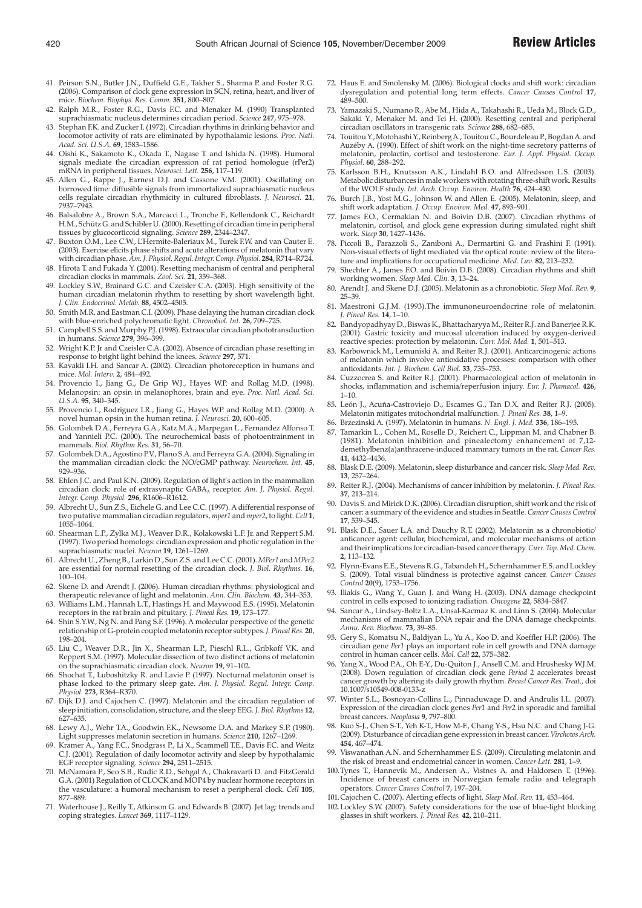41. Peirson S.N., Butler J.N., Duffield G.E., Takher S., Sharma P. and Foster R.G. (2006). Comparison of clock gene expression in SCN, retina, heart, and liver of mice. *Biochem. Biophys. Res. Comm.* **351**, 800–807.
42. Ralph M.R., Foster R.G., Davis F.C. and Menaker M. (1990) Transplanted suprachiasmatic nucleus determines circadian period. *Science* **247**, 975–978.
43. Stephan F.K. and Zucker I. (1972). Circadian rhythms in drinking behavior and locomotor activity of rats are eliminated by hypothalamic lesions. *Proc. Natl. Acad. Sci. U.S.A.* **69**, 1583–1586.
44. Oishi K., Sakamoto K., Okada T., Nagase T. and Ishida N. (1998). Humoral signals mediate the circadian expression of rat period homologue (rPer2) mRNA in peripheral tissues. *Neurosci. Lett.* **256**, 117–119.
45. Allen G., Rappe J., Earnest D.J. and Cassone V.M. (2001). Oscillating on borrowed time: diffusible signals from immortalized suprachiasmatic nucleus cells regulate circadian rhythmicity in cultured fibroblasts. *J. Neurosci.* **21**, 7937–7943.
46. Balsalobre A., Brown S.A., Marcacci L., Tronche F., Kellendonk C., Reichardt H.M., Schütz G. and Schibler U. (2000). Resetting of circadian time in peripheral tissues by glucocorticoid signaling. *Science* **289**, 2344–2347.
47. Buxton O.M., Lee C.W., L'Hermite-Baleriaux M., Turek F.W. and van Cauter E. (2003). Exercise elicits phase shifts and acute alterations of melatonin that vary with circadian phase. *Am. J. Physiol. Regul. Integr. Comp. Physiol.* **284**, R714–R724.
48. Hirota T. and Fukada Y. (2004). Resetting mechanism of central and peripheral circadian clocks in mammals. *Zool. Sci.* **21**, 359–368.
49. Lockley S.W., Brainard G.C. and Czeisler C.A. (2003). High sensitivity of the human circadian melatonin rhythm to resetting by short wavelength light. *J. Clin. Endocrinol. Metab.* **88**, 4502–4505.
50. Smith M.R. and Eastman C.I. (2009). Phase delaying the human circadian clock with blue-enriched polychromatic light. *Chronobiol. Int.* **26**, 709–725.
51. Campbell S.S. and Murphy P.J. (1998). Extraocular circadian phototransduction in humans. *Science* **279**, 396–399.
52. Wright K.P. Jr and Czeisler C.A. (2002). Absence of circadian phase resetting in response to bright light behind the knees. *Science* **297**, 571.
53. Kavakli I.H. and Sancar A. (2002). Circadian photoreception in humans and mice. *Mol. Interv.* **2**, 484–492.
54. Provencio I., Jiang G., De Grip W.J., Hayes W.P. and Rollag M.D. (1998). Melanopsin: an opsin in melanophores, brain and eye. *Proc. Natl. Acad. Sci. U.S.A.* **95**, 340–345.
55. Provencio I., Rodriguez I.R., Jiang G., Hayes W.P. and Rollag M.D. (2000). A novel human opsin in the human retina. *J. Neurosci.* **20**, 600–605.
56. Golombek D.A., Ferreyra G.A., Katz M.A., Marpegan L., Fernandez Alfonso T. and Yannieli P.C. (2000). The neurochemical basis of photoentrainment in mammals. *Biol. Rhythm Res.* **31**, 56–70.
57. Golombek D.A., Agostino P.V., Plano S.A. and Ferreyra G.A. (2004). Signaling in the mammalian circadian clock: the NO/cGMP pathway. *Neurochem. Int.* **45**, 929–936.
58. Ehlen J.C. and Paul K.N. (2009). Regulation of light's action in the mammalian circadian clock: role of extrasynaptic $GABA_A$ receptor. *Am. J. Physiol. Regul. Integr. Comp. Physiol.* **296**, R1606–R1612.
59. Albrecht U., Sun Z.S., Eichele G. and Lee C.C. (1997). A differential response of two putative mammalian circadian regulators, *mper1* and *mper2*, to light. *Cell* **1**, 1055–1064.
60. Shearman L.P., Zylka M.J., Weaver D.R., Kolakowski L.F. Jr. and Reppert S.M. (1997). Two period homologs: circadian expression and photic regulation in the suprachiasmatic nuclei. *Neuron* **19**, 1261–1269.
61. Albrecht U., Zheng B., Larkin D., Sun Z.S. and Lee C.C. (2001). *MPer1* and *MPer2* are essential for normal resetting of the circadian clock. *J. Biol. Rhythms.* **16**, 100–104.
62. Skene D. and Arendt J. (2006). Human circadian rhythms: physiological and therapeutic relevance of light and melatonin. *Ann. Clin. Biochem.* **43**, 344–353.
63. Williams L.M., Hannah L.T., Hastings H. and Maywood E.S. (1995). Melatonin receptors in the rat brain and pituitary. *J. Pineal Res.* **19**, 173–177.
64. Shin S.Y.W., Ng N. and Pang S.F. (1996). A molecular perspective of the genetic relationship of G-protein coupled melatonin receptor subtypes. *J. Pineal Res.* **20**, 198–204.
65. Liu C., Weaver D.R., Jin X., Shearman L.P., Pieschl R.L., Gribkoff V.K. and Reppert S.M. (1997). Molecular dissection of two distinct actions of melatonin on the suprachiasmatic circadian clock. *Neuron* **19**, 91–102.
66. Shochat T., Luboshitzky R. and Lavie P. (1997). Nocturnal melatonin onset is phase locked to the primary sleep gate. *Am. J. Physiol. Regul. Integr. Comp. Physiol.* **273**, R364–R370.
67. Dijk D.J. and Cajochen C. (1997). Melatonin and the circadian regulation of sleep initiation, consolidation, structure, and the sleep EEG. *J. Biol. Rhythms* **12**, 627–635.
68. Lewy A.J., Wehr T.A., Goodwin F.K., Newsome D.A. and Markey S.P. (1980). Light suppresses melatonin secretion in humans. *Science* **210**, 1267–1269.
69. Kramer A., Yang F.C., Snodgrass P., Li X., Scammell T.E., Davis F.C. and Weitz C.J. (2001). Regulation of daily locomotor activity and sleep by hypothalamic EGF receptor signaling. *Science* **294**, 2511–2515.
70. McNamara P., Seo S.B., Rudic R.D., Sehgal A., Chakravarti D. and FitzGerald G.A. (2001) Regulation of CLOCK and MOP4 by nuclear hormone receptors in the vasculature: a humoral mechanism to reset a peripheral clock. *Cell* **105**, 877–889.
71. Waterhouse J., Reilly T., Atkinson G. and Edwards B. (2007). Jet lag: trends and coping strategies. *Lancet* **369**, 1117–1129.
72. Haus E. and Smolensky M. (2006). Biological clocks and shift work: circadian dysregulation and potential long term effects. *Cancer Causes Control* **17**, 489–500.
73. Yamazaki S., Numano R., Abe M., Hida A., Takahashi R., Ueda M., Block G.D., Sakaki Y., Menaker M. and Tei H. (2000). Resetting central and peripheral circadian oscillators in transgenic rats. *Science* **288**, 682–685.
74. Touitou Y., Motohashi Y., Reinberg A., Touitou C., Bourdeleau P., Bogdan A. and Auzéby A. (1990). Effect of shift work on the night-time secretory patterns of melatonin, prolactin, cortisol and testosterone. *Eur. J. Appl. Physiol. Occup. Physiol.* **60**, 288–292.
75. Karlsson B.H., Knutsson A.K., Lindahl B.O. and Alfredsson L.S. (2003). Metabolic disturbances in male workers with rotating three-shift work. Results of the WOLF study. *Int. Arch. Occup. Environ. Health* **76**, 424–430.
76. Burch J.B., Yost M.G., Johnson W. and Allen E. (2005). Melatonin, sleep, and shift work adaptation. *J. Occup. Environ. Med.* **47**, 893–901.
77. James F.O., Cermakian N. and Boivin D.B. (2007). Circadian rhythms of melatonin, cortisol, and glock gene expression during simulated night shift work. *Sleep* **30**, 1427–1436.
78. Piccoli B., Parazzoli S., Zaniboni A., Dermartini G. and Frashini F. (1991). Non-visual effects of light mediated via the optical route: review of the literature and implications for occupational medicine. *Med. Lav.* **82**, 213–232.
79. Shechter A., James F.O. and Boivin D.B. (2008). Circadian rhythms and shift working women. *Sleep Med. Clin.* **3**, 13–24.
80. Arendt J. and Skene D.J. (2005). Melatonin as a chronobiotic. *Sleep Med. Rev.* **9**, 25–39.
81. Maestroni G.J.M. (1993).The immunoneuroendocrine role of melatonin. *J. Pineal Res.* **14**, 1–10.
82. Bandyopadhyay D., Biswas K., Bhattacharyya M., Reiter R.J. and Banerjee R.K. (2001). Gastric toxicity and mucosal ulceration induced by oxygen-derived reactive species: protection by melatonin. *Curr. Mol. Med.* **1**, 501–513.
83. Karbownick M., Lemuniski A. and Reiter R.J. (2001). Anticarcinogenic actions of melatonin which involve antioxidative processes: comparison with other antioxidants. *Int. J. Biochem. Cell Biol.* **33**, 735–753.
84. Cuzzocrea S. and Reiter R.J. (2001). Pharmacological action of melatonin in shocks, inflammation and ischemia/reperfusion injury. *Eur. J. Phamacol.* **426**, 1–10.
85. León J., Acuña-Castroviejo D., Escames G., Tan D.X. and Reiter R.J. (2005). Melatonin mitigates mitochondrial malfunction. *J. Pineal Res.* **38**, 1–9.
86. Brzezinski A. (1997). Melatonin in humans. *N. Engl. J. Med.* **336**, 186–195.
87. Tamarkin L., Cohen M., Roselle D., Reichert C., Lippman M. and Chabner B. (1981). Melatonin inhibition and pinealectomy enhancement of 7,12-demethylbenz(a)anthracene-induced mammary tumors in the rat. *Cancer Res.* **41**, 4432–4436.
88. Blask D.E. (2009). Melatonin, sleep disturbance and cancer risk. *Sleep Med. Rev.* **13**, 257–264.
89. Reiter R.J. (2004). Mechanisms of cancer inhibition by melatonin. *J. Pineal Res.* **37**, 213–214.
90. Davis S. and Mirick D.K. (2006). Circadian disruption, shift work and the risk of cancer: a summary of the evidence and studies in Seattle. *Cancer Causes Control* **17**, 539–545.
91. Blask D.E., Sauer L.A. and Dauchy R.T. (2002). Melatonin as a chronobiotic/anticancer agent: cellular, biochemical, and molecular mechanisms of action and their implications for circadian-based cancer therapy. *Curr. Top. Med. Chem.* **2**, 113–132.
92. Flynn-Evans E.E., Stevens R.G., Tabandeh H., Schernhammer E.S. and Lockley S. (2009). Total visual blindness is protective against cancer. *Cancer Causes Control* **20**(9), 1753–1756.
93. Iliakis G., Wang Y., Guan J. and Wang H. (2003). DNA damage checkpoint control in cells exposed to ionizing radiation. *Oncogene* **22**, 5834–5847.
94. Sancar A., Lindsey-Boltz L.A., Unsal-Kacmaz K. and Linn S. (2004). Molecular mechanisms of mammalian DNA repair and the DNA damage checkpoints. *Annu. Rev. Biochem.* **73**, 39–85.
95. Gery S., Komatsu N., Baldjyan L., Yu A., Koo D. and Koeffler H.P. (2006). The circadian gene *Per1* plays an important role in cell growth and DNA damage control in human cancer cells. *Mol. Cell* **22**, 375–382.
96. Yang X., Wood P.A., Oh E-Y., Du-Quiton J., Ansell C.M. and Hrushesky W.J.M. (2008). Down regulation of circadian clock gene *Period 2* accelerates breast cancer growth by altering its daily growth rhythm. *Breast Cancer Res. Treat.*, doi 10.1007/s10549-008-0133-z
97. Winter S.L., Bosnoyan-Collins L., Pinnaduwage D. and Andrulis I.L. (2007). Expression of the circadian clock genes *Per1* and *Per2* in sporadic and familial breast cancers. *Neoplasia* **9**, 797–800.
98. Kuo S-J., Chen S-T., Yeh K-T., How M-F., Chang Y-S., Hsu N.C. and Chang J-G. (2009). Disturbance of circadian gene expression in breast cancer. *Virchows Arch.* **454**, 467–474.
99. Viswanathan A.N. and Schernhammer E.S. (2009). Circulating melatonin and the risk of breast and endometrial cancer in women. *Cancer Lett.* **281**, 1–9.
100. Tynes T., Hannevik M., Andersen A., Vistnes A. and Haldorsen T. (1996). Incidence of breast cancers in Norwegian female radio and telegraph operators. *Cancer Causes Control* **7**, 197–204.
101. Cajochen C. (2007). Alerting effects of light. *Sleep Med. Rev.* **11**, 453–464.
102. Lockley S.W. (2007). Safety considerations for the use of blue-light blocking glasses in shift workers. *J. Pineal Res.* **42**, 210–211.